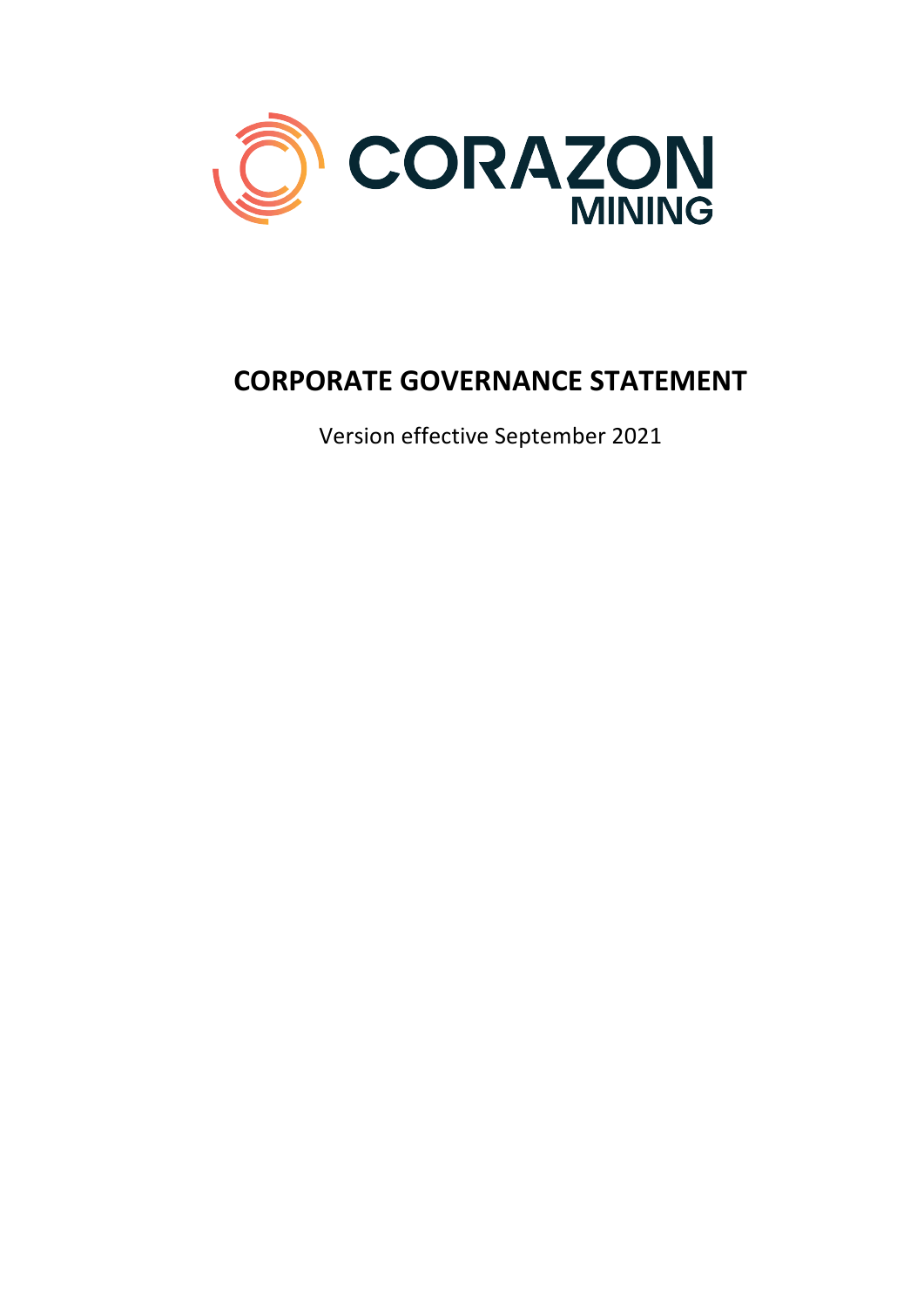CORAZON MINING

# CORPORATE GOVERNANCE STATEMENT

Version effective September 2021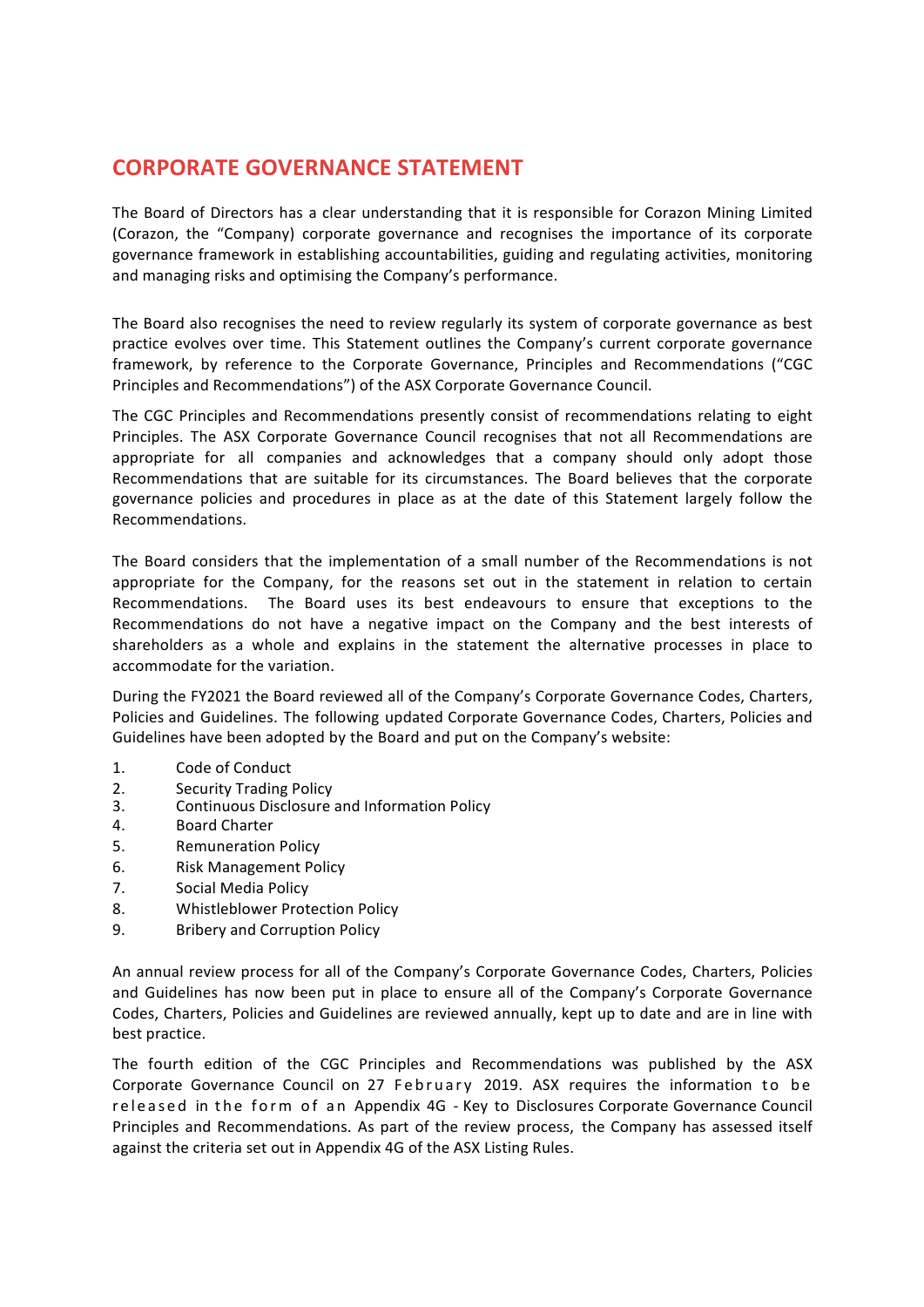# CORPORATE GOVERNANCE STATEMENT

The Board of Directors has a clear understanding that it is responsible for Corazon Mining Limited (Corazon, the "Company) corporate governance and recognises the importance of its corporate governance framework in establishing accountabilities, guiding and regulating activities, monitoring and managing risks and optimising the Company's performance.

The Board also recognises the need to review regularly its system of corporate governance as best practice evolves over time. This Statement outlines the Company's current corporate governance framework, by reference to the Corporate Governance, Principles and Recommendations ("CGC Principles and Recommendations") of the ASX Corporate Governance Council.

The CGC Principles and Recommendations presently consist of recommendations relating to eight Principles. The ASX Corporate Governance Council recognises that not all Recommendations are appropriate for all companies and acknowledges that a company should only adopt those Recommendations that are suitable for its circumstances. The Board believes that the corporate governance policies and procedures in place as at the date of this Statement largely follow the Recommendations.

The Board considers that the implementation of a small number of the Recommendations is not appropriate for the Company, for the reasons set out in the statement in relation to certain Recommendations. The Board uses its best endeavours to ensure that exceptions to the Recommendations do not have a negative impact on the Company and the best interests of shareholders as a whole and explains in the statement the alternative processes in place to accommodate for the variation.

During the FY2021 the Board reviewed all of the Company's Corporate Governance Codes, Charters, Policies and Guidelines. The following updated Corporate Governance Codes, Charters, Policies and Guidelines have been adopted by the Board and put on the Company's website:

1. Code of Conduct
2. Security Trading Policy
3. Continuous Disclosure and Information Policy
4. Board Charter
5. Remuneration Policy
6. Risk Management Policy
7. Social Media Policy
8. Whistleblower Protection Policy
9. Bribery and Corruption Policy

An annual review process for all of the Company's Corporate Governance Codes, Charters, Policies and Guidelines has now been put in place to ensure all of the Company's Corporate Governance Codes, Charters, Policies and Guidelines are reviewed annually, kept up to date and are in line with best practice.

The fourth edition of the CGC Principles and Recommendations was published by the ASX Corporate Governance Council on 27 February 2019. ASX requires the information to be released in the form of an Appendix 4G - Key to Disclosures Corporate Governance Council Principles and Recommendations. As part of the review process, the Company has assessed itself against the criteria set out in Appendix 4G of the ASX Listing Rules.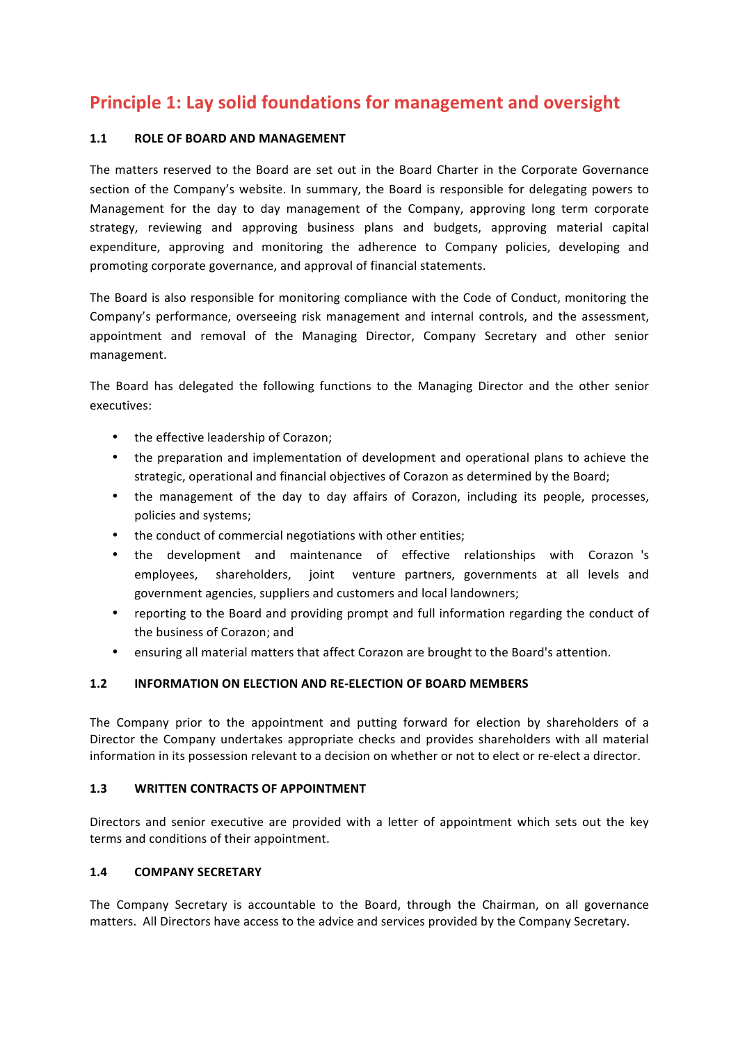# Principle 1: Lay solid foundations for management and oversight

### 1.1 ROLE OF BOARD AND MANAGEMENT

The matters reserved to the Board are set out in the Board Charter in the Corporate Governance section of the Company's website. In summary, the Board is responsible for delegating powers to Management for the day to day management of the Company, approving long term corporate strategy, reviewing and approving business plans and budgets, approving material capital expenditure, approving and monitoring the adherence to Company policies, developing and promoting corporate governance, and approval of financial statements.

The Board is also responsible for monitoring compliance with the Code of Conduct, monitoring the Company's performance, overseeing risk management and internal controls, and the assessment, appointment and removal of the Managing Director, Company Secretary and other senior management.

The Board has delegated the following functions to the Managing Director and the other senior executives:

- the effective leadership of Corazon;
- the preparation and implementation of development and operational plans to achieve the strategic, operational and financial objectives of Corazon as determined by the Board;
- the management of the day to day affairs of Corazon, including its people, processes, policies and systems;
- the conduct of commercial negotiations with other entities;
- the development and maintenance of effective relationships with Corazon 's employees, shareholders, joint venture partners, governments at all levels and government agencies, suppliers and customers and local landowners;
- reporting to the Board and providing prompt and full information regarding the conduct of the business of Corazon; and
- ensuring all material matters that affect Corazon are brought to the Board's attention.

### 1.2 INFORMATION ON ELECTION AND RE-ELECTION OF BOARD MEMBERS

The Company prior to the appointment and putting forward for election by shareholders of a Director the Company undertakes appropriate checks and provides shareholders with all material information in its possession relevant to a decision on whether or not to elect or re-elect a director.

### 1.3 WRITTEN CONTRACTS OF APPOINTMENT

Directors and senior executive are provided with a letter of appointment which sets out the key terms and conditions of their appointment.

### 1.4 COMPANY SECRETARY

The Company Secretary is accountable to the Board, through the Chairman, on all governance matters. All Directors have access to the advice and services provided by the Company Secretary.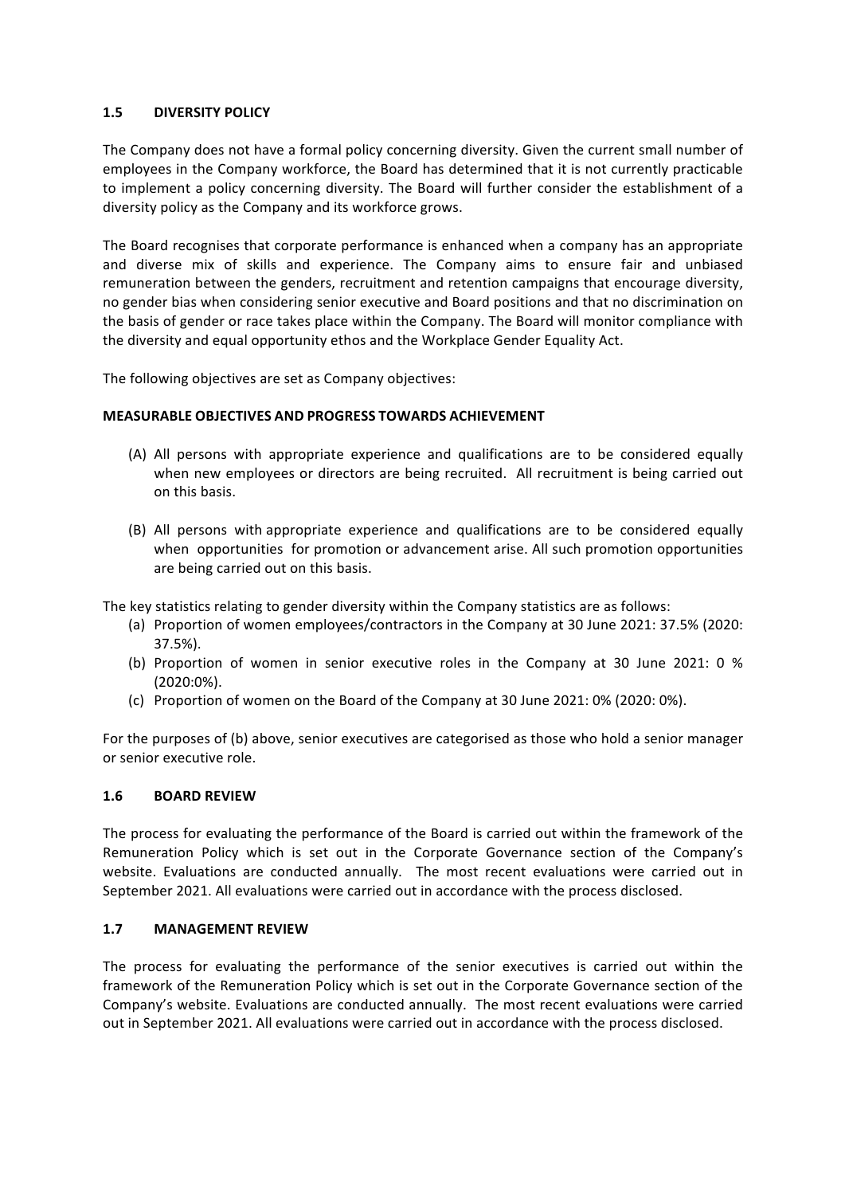### 1.5 DIVERSITY POLICY

The Company does not have a formal policy concerning diversity. Given the current small number of employees in the Company workforce, the Board has determined that it is not currently practicable to implement a policy concerning diversity. The Board will further consider the establishment of a diversity policy as the Company and its workforce grows.

The Board recognises that corporate performance is enhanced when a company has an appropriate and diverse mix of skills and experience. The Company aims to ensure fair and unbiased remuneration between the genders, recruitment and retention campaigns that encourage diversity, no gender bias when considering senior executive and Board positions and that no discrimination on the basis of gender or race takes place within the Company. The Board will monitor compliance with the diversity and equal opportunity ethos and the Workplace Gender Equality Act.

The following objectives are set as Company objectives:

**MEASURABLE OBJECTIVES AND PROGRESS TOWARDS ACHIEVEMENT**

(A) All persons with appropriate experience and qualifications are to be considered equally when new employees or directors are being recruited. All recruitment is being carried out on this basis.

(B) All persons with appropriate experience and qualifications are to be considered equally when opportunities for promotion or advancement arise. All such promotion opportunities are being carried out on this basis.

The key statistics relating to gender diversity within the Company statistics are as follows:

(a) Proportion of women employees/contractors in the Company at 30 June 2021: 37.5% (2020: 37.5%).
(b) Proportion of women in senior executive roles in the Company at 30 June 2021: 0 % (2020:0%).
(c) Proportion of women on the Board of the Company at 30 June 2021: 0% (2020: 0%).

For the purposes of (b) above, senior executives are categorised as those who hold a senior manager or senior executive role.

### 1.6 BOARD REVIEW

The process for evaluating the performance of the Board is carried out within the framework of the Remuneration Policy which is set out in the Corporate Governance section of the Company's website. Evaluations are conducted annually. The most recent evaluations were carried out in September 2021. All evaluations were carried out in accordance with the process disclosed.

### 1.7 MANAGEMENT REVIEW

The process for evaluating the performance of the senior executives is carried out within the framework of the Remuneration Policy which is set out in the Corporate Governance section of the Company's website. Evaluations are conducted annually. The most recent evaluations were carried out in September 2021. All evaluations were carried out in accordance with the process disclosed.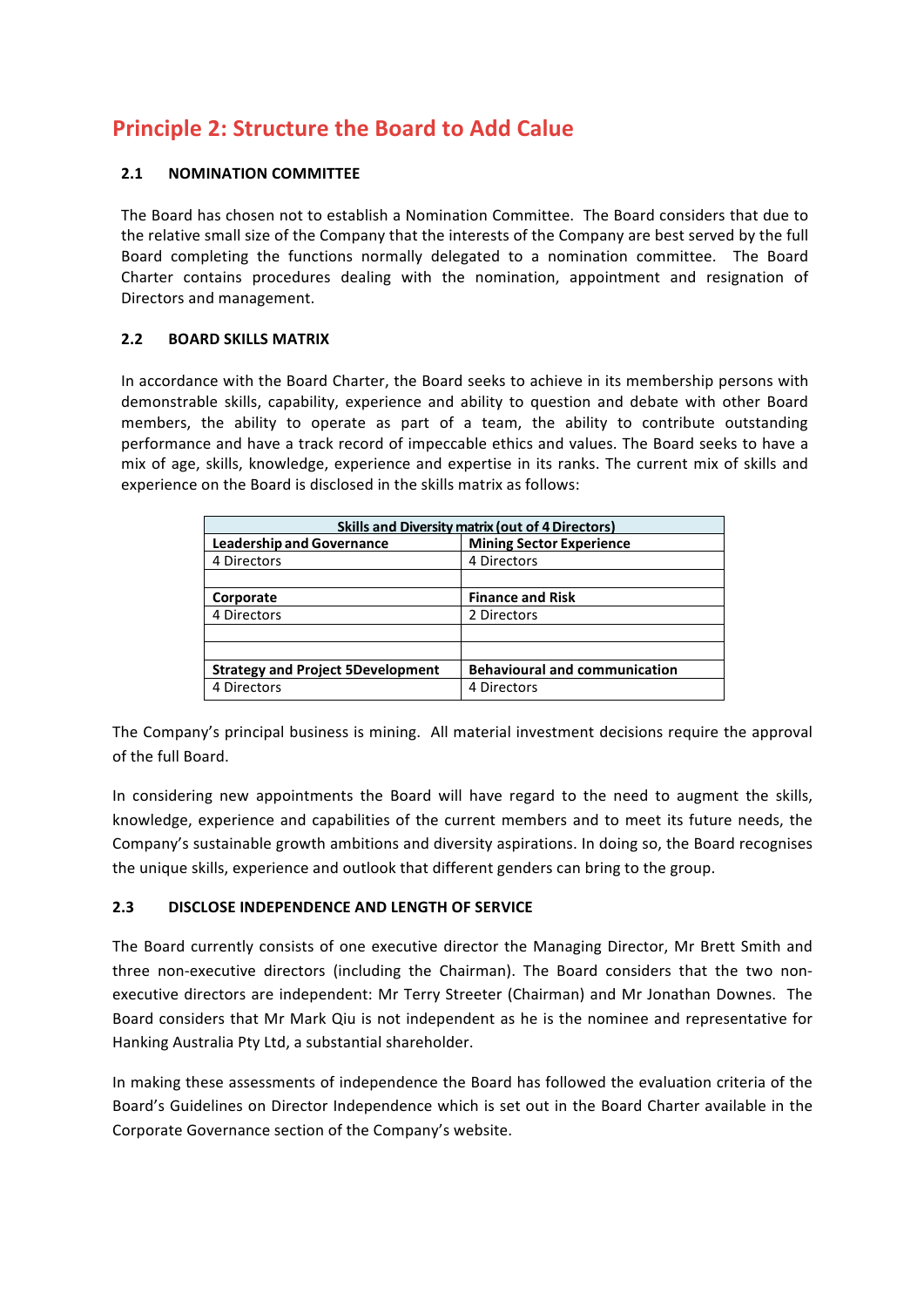# Principle 2: Structure the Board to Add Calue

### 2.1 NOMINATION COMMITTEE

The Board has chosen not to establish a Nomination Committee. The Board considers that due to the relative small size of the Company that the interests of the Company are best served by the full Board completing the functions normally delegated to a nomination committee. The Board Charter contains procedures dealing with the nomination, appointment and resignation of Directors and management.

### 2.2 BOARD SKILLS MATRIX

In accordance with the Board Charter, the Board seeks to achieve in its membership persons with demonstrable skills, capability, experience and ability to question and debate with other Board members, the ability to operate as part of a team, the ability to contribute outstanding performance and have a track record of impeccable ethics and values. The Board seeks to have a mix of age, skills, knowledge, experience and expertise in its ranks. The current mix of skills and experience on the Board is disclosed in the skills matrix as follows:

| Skills and Diversity matrix (out of 4 Directors) | |
|---|---|
| **Leadership and Governance** | **Mining Sector Experience** |
| 4 Directors | 4 Directors |
| | |
| **Corporate** | **Finance and Risk** |
| 4 Directors | 2 Directors |
| | |
| | |
| **Strategy and Project 5Development** | **Behavioural and communication** |
| 4 Directors | 4 Directors |

The Company's principal business is mining. All material investment decisions require the approval of the full Board.

In considering new appointments the Board will have regard to the need to augment the skills, knowledge, experience and capabilities of the current members and to meet its future needs, the Company's sustainable growth ambitions and diversity aspirations. In doing so, the Board recognises the unique skills, experience and outlook that different genders can bring to the group.

### 2.3 DISCLOSE INDEPENDENCE AND LENGTH OF SERVICE

The Board currently consists of one executive director the Managing Director, Mr Brett Smith and three non-executive directors (including the Chairman). The Board considers that the two non-executive directors are independent: Mr Terry Streeter (Chairman) and Mr Jonathan Downes. The Board considers that Mr Mark Qiu is not independent as he is the nominee and representative for Hanking Australia Pty Ltd, a substantial shareholder.

In making these assessments of independence the Board has followed the evaluation criteria of the Board's Guidelines on Director Independence which is set out in the Board Charter available in the Corporate Governance section of the Company's website.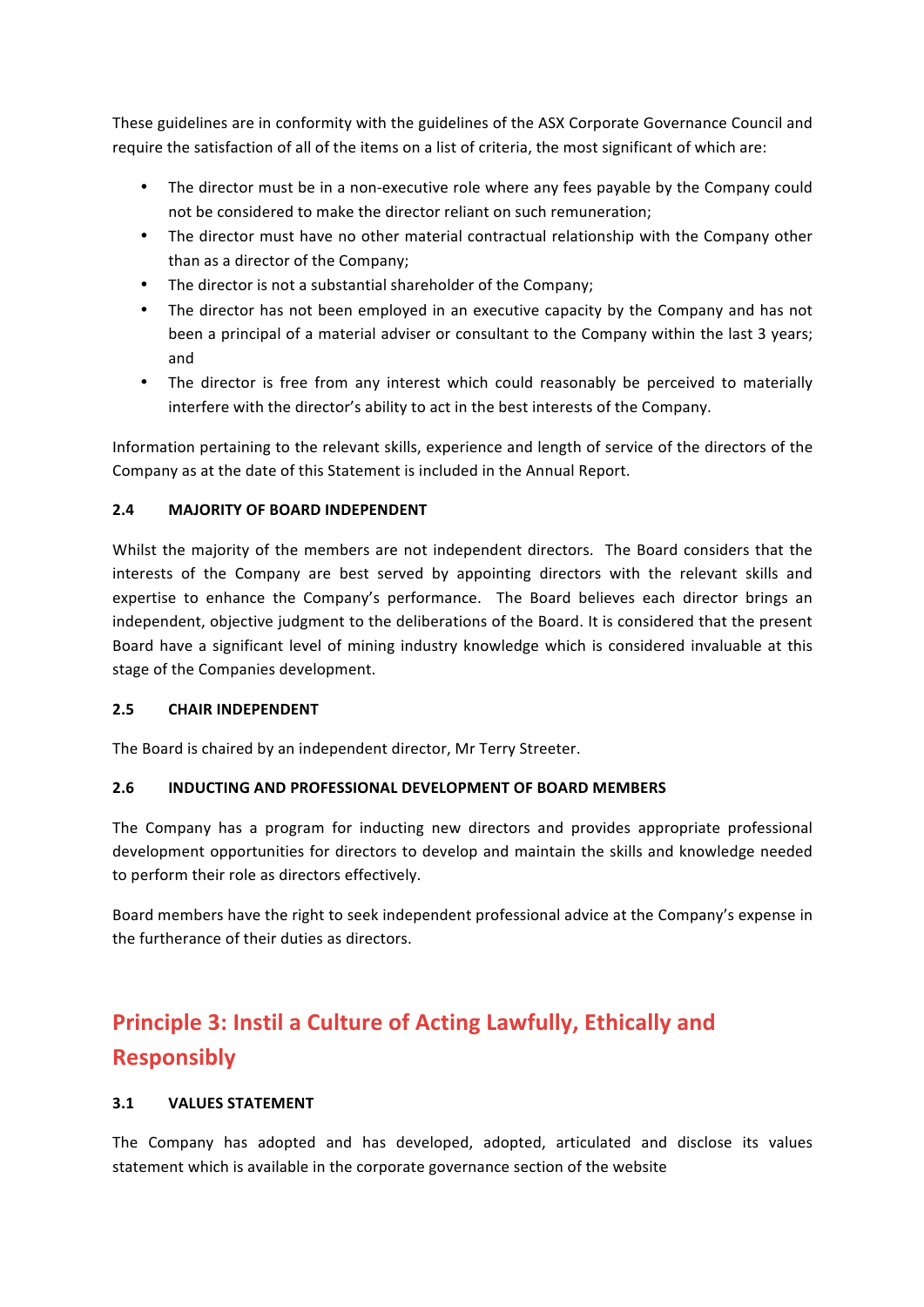These guidelines are in conformity with the guidelines of the ASX Corporate Governance Council and require the satisfaction of all of the items on a list of criteria, the most significant of which are:

- The director must be in a non-executive role where any fees payable by the Company could not be considered to make the director reliant on such remuneration;
- The director must have no other material contractual relationship with the Company other than as a director of the Company;
- The director is not a substantial shareholder of the Company;
- The director has not been employed in an executive capacity by the Company and has not been a principal of a material adviser or consultant to the Company within the last 3 years; and
- The director is free from any interest which could reasonably be perceived to materially interfere with the director's ability to act in the best interests of the Company.

Information pertaining to the relevant skills, experience and length of service of the directors of the Company as at the date of this Statement is included in the Annual Report.

### 2.4 MAJORITY OF BOARD INDEPENDENT

Whilst the majority of the members are not independent directors. The Board considers that the interests of the Company are best served by appointing directors with the relevant skills and expertise to enhance the Company's performance. The Board believes each director brings an independent, objective judgment to the deliberations of the Board. It is considered that the present Board have a significant level of mining industry knowledge which is considered invaluable at this stage of the Companies development.

### 2.5 CHAIR INDEPENDENT

The Board is chaired by an independent director, Mr Terry Streeter.

### 2.6 INDUCTING AND PROFESSIONAL DEVELOPMENT OF BOARD MEMBERS

The Company has a program for inducting new directors and provides appropriate professional development opportunities for directors to develop and maintain the skills and knowledge needed to perform their role as directors effectively.

Board members have the right to seek independent professional advice at the Company's expense in the furtherance of their duties as directors.

## Principle 3: Instil a Culture of Acting Lawfully, Ethically and Responsibly

### 3.1 VALUES STATEMENT

The Company has adopted and has developed, adopted, articulated and disclose its values statement which is available in the corporate governance section of the website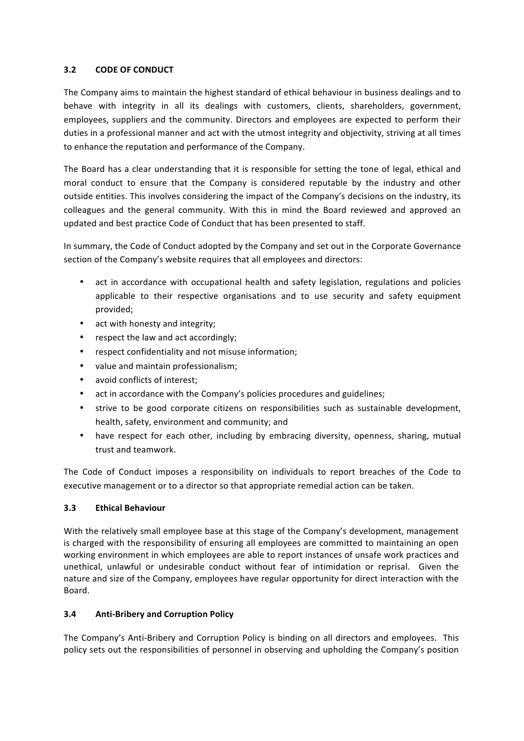### 3.2 CODE OF CONDUCT

The Company aims to maintain the highest standard of ethical behaviour in business dealings and to behave with integrity in all its dealings with customers, clients, shareholders, government, employees, suppliers and the community. Directors and employees are expected to perform their duties in a professional manner and act with the utmost integrity and objectivity, striving at all times to enhance the reputation and performance of the Company.

The Board has a clear understanding that it is responsible for setting the tone of legal, ethical and moral conduct to ensure that the Company is considered reputable by the industry and other outside entities. This involves considering the impact of the Company's decisions on the industry, its colleagues and the general community. With this in mind the Board reviewed and approved an updated and best practice Code of Conduct that has been presented to staff.

In summary, the Code of Conduct adopted by the Company and set out in the Corporate Governance section of the Company's website requires that all employees and directors:

- act in accordance with occupational health and safety legislation, regulations and policies applicable to their respective organisations and to use security and safety equipment provided;
- act with honesty and integrity;
- respect the law and act accordingly;
- respect confidentiality and not misuse information;
- value and maintain professionalism;
- avoid conflicts of interest;
- act in accordance with the Company's policies procedures and guidelines;
- strive to be good corporate citizens on responsibilities such as sustainable development, health, safety, environment and community; and
- have respect for each other, including by embracing diversity, openness, sharing, mutual trust and teamwork.

The Code of Conduct imposes a responsibility on individuals to report breaches of the Code to executive management or to a director so that appropriate remedial action can be taken.

### 3.3 Ethical Behaviour

With the relatively small employee base at this stage of the Company's development, management is charged with the responsibility of ensuring all employees are committed to maintaining an open working environment in which employees are able to report instances of unsafe work practices and unethical, unlawful or undesirable conduct without fear of intimidation or reprisal. Given the nature and size of the Company, employees have regular opportunity for direct interaction with the Board.

### 3.4 Anti-Bribery and Corruption Policy

The Company's Anti-Bribery and Corruption Policy is binding on all directors and employees. This policy sets out the responsibilities of personnel in observing and upholding the Company's position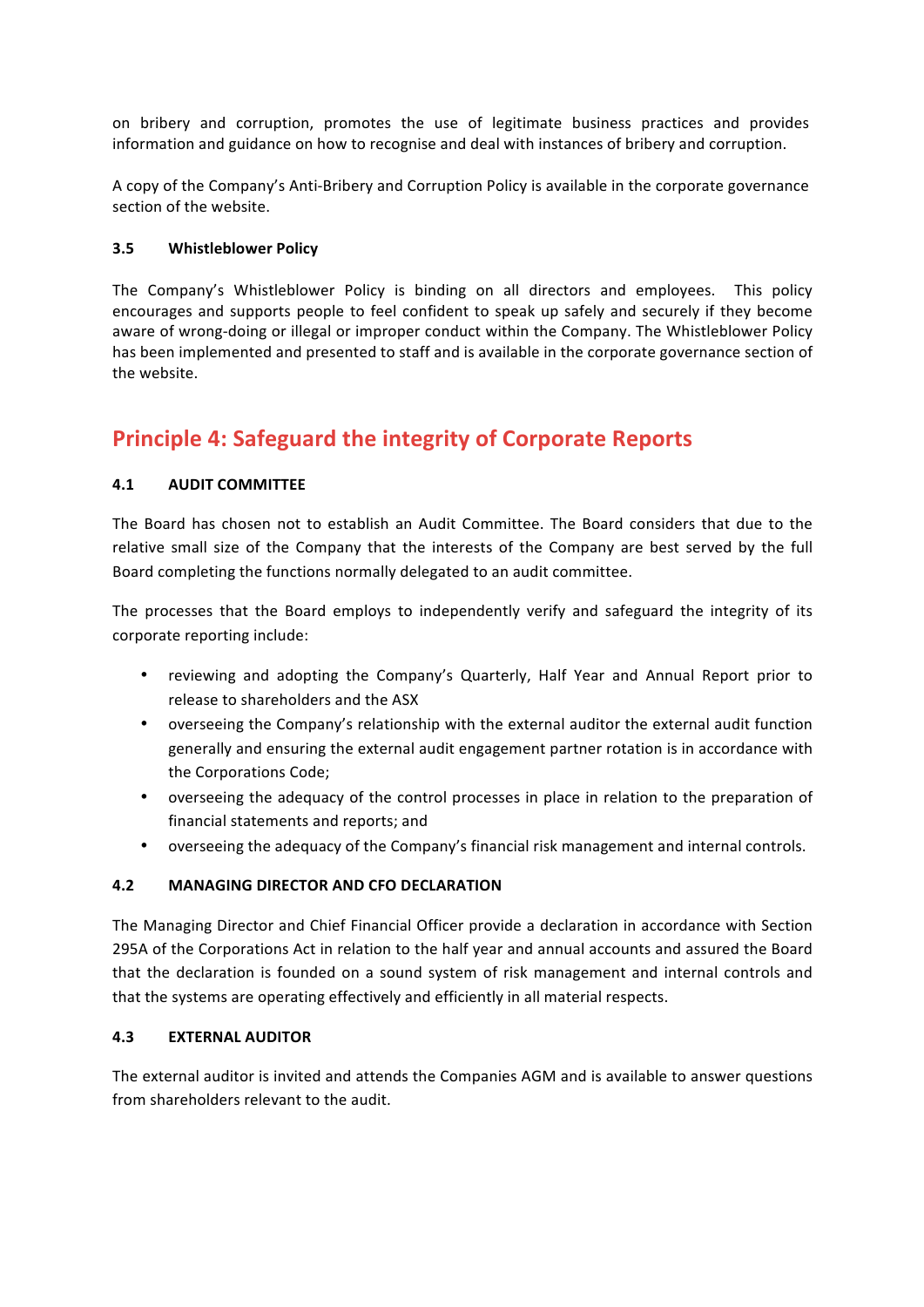on bribery and corruption, promotes the use of legitimate business practices and provides information and guidance on how to recognise and deal with instances of bribery and corruption.

A copy of the Company's Anti-Bribery and Corruption Policy is available in the corporate governance section of the website.

### 3.5 Whistleblower Policy

The Company's Whistleblower Policy is binding on all directors and employees. This policy encourages and supports people to feel confident to speak up safely and securely if they become aware of wrong-doing or illegal or improper conduct within the Company. The Whistleblower Policy has been implemented and presented to staff and is available in the corporate governance section of the website.

## Principle 4: Safeguard the integrity of Corporate Reports

### 4.1 AUDIT COMMITTEE

The Board has chosen not to establish an Audit Committee. The Board considers that due to the relative small size of the Company that the interests of the Company are best served by the full Board completing the functions normally delegated to an audit committee.

The processes that the Board employs to independently verify and safeguard the integrity of its corporate reporting include:

- reviewing and adopting the Company's Quarterly, Half Year and Annual Report prior to release to shareholders and the ASX
- overseeing the Company's relationship with the external auditor the external audit function generally and ensuring the external audit engagement partner rotation is in accordance with the Corporations Code;
- overseeing the adequacy of the control processes in place in relation to the preparation of financial statements and reports; and
- overseeing the adequacy of the Company's financial risk management and internal controls.

### 4.2 MANAGING DIRECTOR AND CFO DECLARATION

The Managing Director and Chief Financial Officer provide a declaration in accordance with Section 295A of the Corporations Act in relation to the half year and annual accounts and assured the Board that the declaration is founded on a sound system of risk management and internal controls and that the systems are operating effectively and efficiently in all material respects.

### 4.3 EXTERNAL AUDITOR

The external auditor is invited and attends the Companies AGM and is available to answer questions from shareholders relevant to the audit.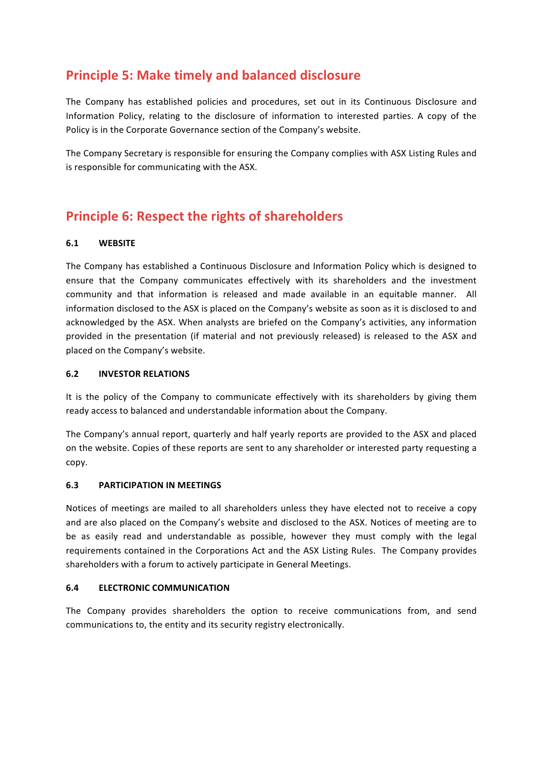## Principle 5: Make timely and balanced disclosure

The Company has established policies and procedures, set out in its Continuous Disclosure and Information Policy, relating to the disclosure of information to interested parties. A copy of the Policy is in the Corporate Governance section of the Company's website.

The Company Secretary is responsible for ensuring the Company complies with ASX Listing Rules and is responsible for communicating with the ASX.

## Principle 6: Respect the rights of shareholders

### 6.1 WEBSITE

The Company has established a Continuous Disclosure and Information Policy which is designed to ensure that the Company communicates effectively with its shareholders and the investment community and that information is released and made available in an equitable manner. All information disclosed to the ASX is placed on the Company's website as soon as it is disclosed to and acknowledged by the ASX. When analysts are briefed on the Company's activities, any information provided in the presentation (if material and not previously released) is released to the ASX and placed on the Company's website.

### 6.2 INVESTOR RELATIONS

It is the policy of the Company to communicate effectively with its shareholders by giving them ready access to balanced and understandable information about the Company.

The Company's annual report, quarterly and half yearly reports are provided to the ASX and placed on the website. Copies of these reports are sent to any shareholder or interested party requesting a copy.

### 6.3 PARTICIPATION IN MEETINGS

Notices of meetings are mailed to all shareholders unless they have elected not to receive a copy and are also placed on the Company's website and disclosed to the ASX. Notices of meeting are to be as easily read and understandable as possible, however they must comply with the legal requirements contained in the Corporations Act and the ASX Listing Rules. The Company provides shareholders with a forum to actively participate in General Meetings.

### 6.4 ELECTRONIC COMMUNICATION

The Company provides shareholders the option to receive communications from, and send communications to, the entity and its security registry electronically.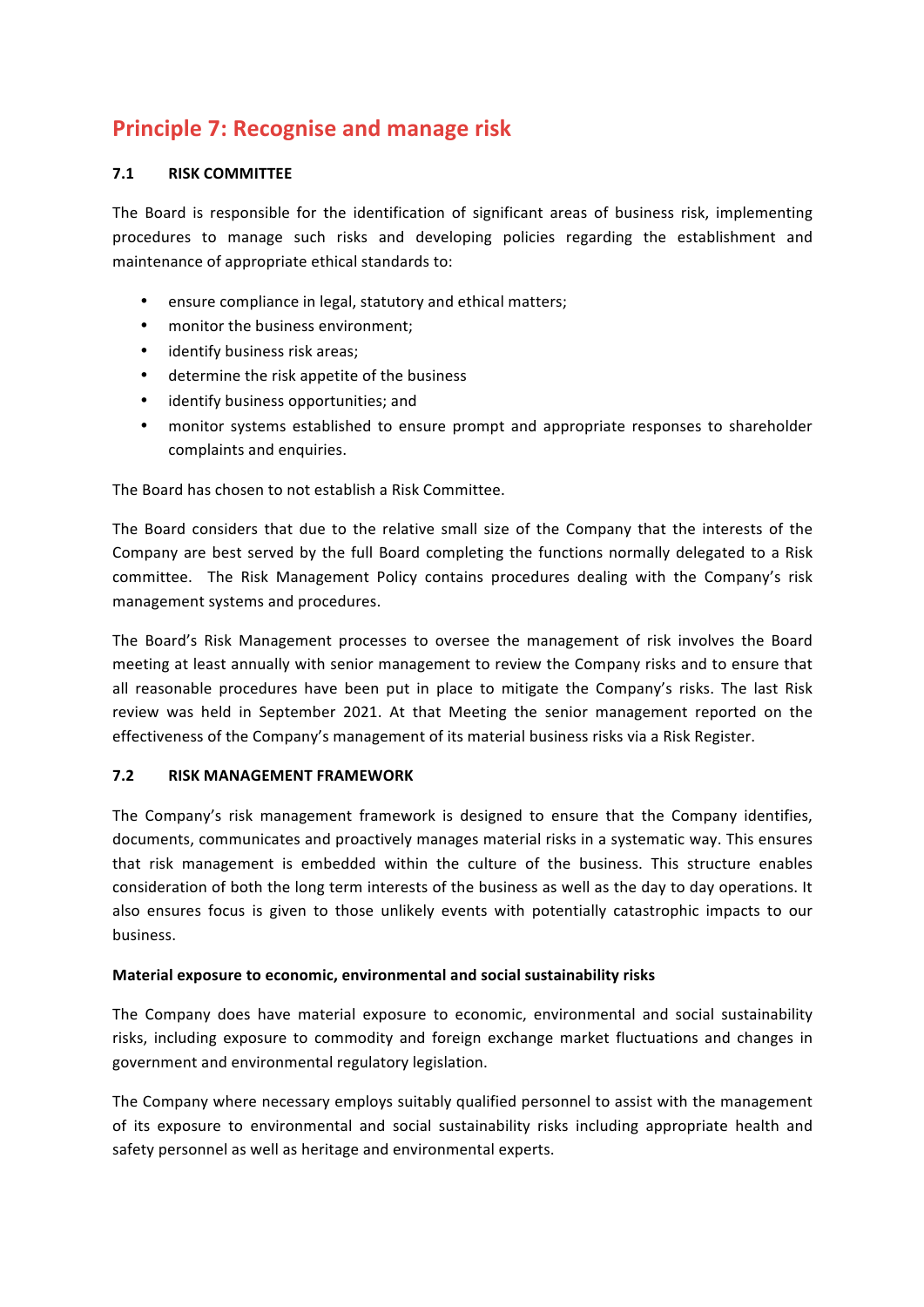# Principle 7: Recognise and manage risk

### 7.1 RISK COMMITTEE

The Board is responsible for the identification of significant areas of business risk, implementing procedures to manage such risks and developing policies regarding the establishment and maintenance of appropriate ethical standards to:

- ensure compliance in legal, statutory and ethical matters;
- monitor the business environment;
- identify business risk areas;
- determine the risk appetite of the business
- identify business opportunities; and
- monitor systems established to ensure prompt and appropriate responses to shareholder complaints and enquiries.

The Board has chosen to not establish a Risk Committee.

The Board considers that due to the relative small size of the Company that the interests of the Company are best served by the full Board completing the functions normally delegated to a Risk committee. The Risk Management Policy contains procedures dealing with the Company's risk management systems and procedures.

The Board's Risk Management processes to oversee the management of risk involves the Board meeting at least annually with senior management to review the Company risks and to ensure that all reasonable procedures have been put in place to mitigate the Company's risks. The last Risk review was held in September 2021. At that Meeting the senior management reported on the effectiveness of the Company's management of its material business risks via a Risk Register.

### 7.2 RISK MANAGEMENT FRAMEWORK

The Company's risk management framework is designed to ensure that the Company identifies, documents, communicates and proactively manages material risks in a systematic way. This ensures that risk management is embedded within the culture of the business. This structure enables consideration of both the long term interests of the business as well as the day to day operations. It also ensures focus is given to those unlikely events with potentially catastrophic impacts to our business.

**Material exposure to economic, environmental and social sustainability risks**

The Company does have material exposure to economic, environmental and social sustainability risks, including exposure to commodity and foreign exchange market fluctuations and changes in government and environmental regulatory legislation.

The Company where necessary employs suitably qualified personnel to assist with the management of its exposure to environmental and social sustainability risks including appropriate health and safety personnel as well as heritage and environmental experts.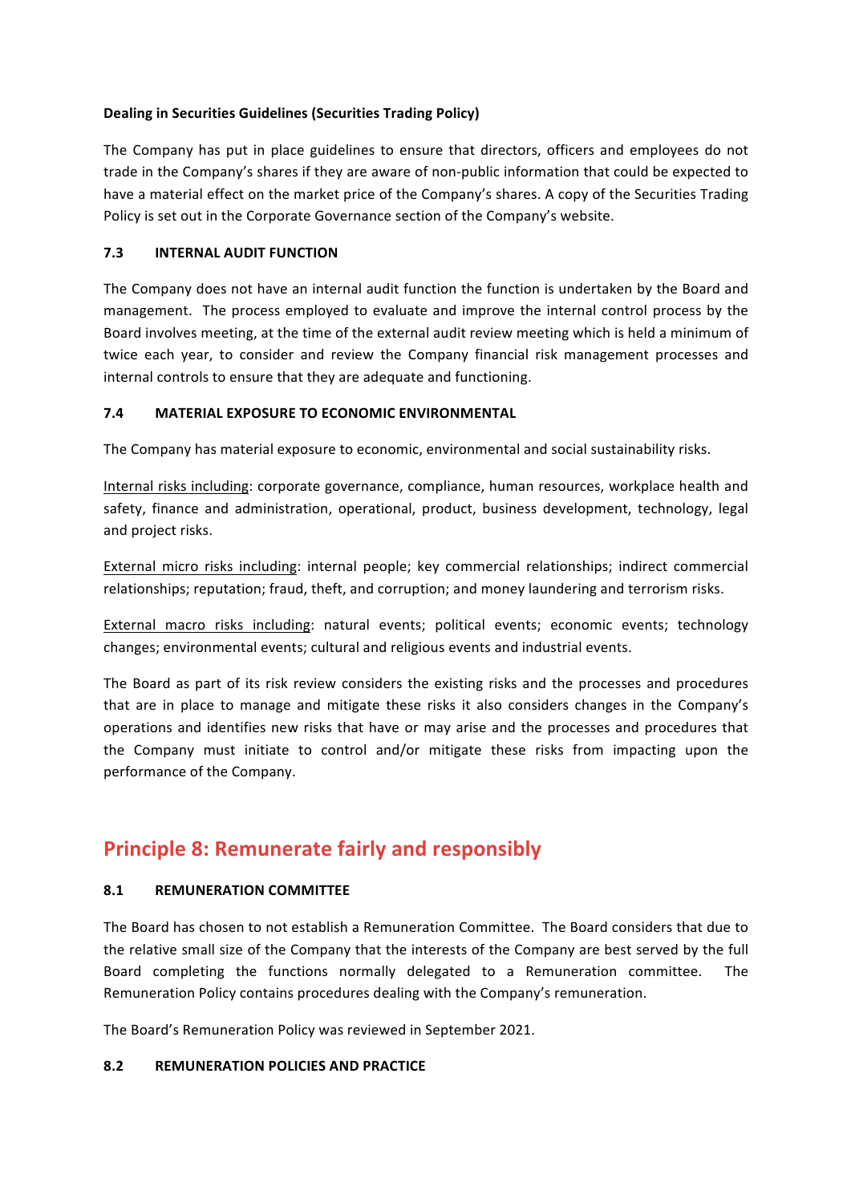**Dealing in Securities Guidelines (Securities Trading Policy)**

The Company has put in place guidelines to ensure that directors, officers and employees do not trade in the Company's shares if they are aware of non-public information that could be expected to have a material effect on the market price of the Company's shares. A copy of the Securities Trading Policy is set out in the Corporate Governance section of the Company's website.

**7.3 INTERNAL AUDIT FUNCTION**

The Company does not have an internal audit function the function is undertaken by the Board and management. The process employed to evaluate and improve the internal control process by the Board involves meeting, at the time of the external audit review meeting which is held a minimum of twice each year, to consider and review the Company financial risk management processes and internal controls to ensure that they are adequate and functioning.

**7.4 MATERIAL EXPOSURE TO ECONOMIC ENVIRONMENTAL**

The Company has material exposure to economic, environmental and social sustainability risks.

<u>Internal risks including</u>: corporate governance, compliance, human resources, workplace health and safety, finance and administration, operational, product, business development, technology, legal and project risks.

<u>External micro risks including</u>: internal people; key commercial relationships; indirect commercial relationships; reputation; fraud, theft, and corruption; and money laundering and terrorism risks.

<u>External macro risks including</u>: natural events; political events; economic events; technology changes; environmental events; cultural and religious events and industrial events.

The Board as part of its risk review considers the existing risks and the processes and procedures that are in place to manage and mitigate these risks it also considers changes in the Company's operations and identifies new risks that have or may arise and the processes and procedures that the Company must initiate to control and/or mitigate these risks from impacting upon the performance of the Company.

## Principle 8: Remunerate fairly and responsibly

**8.1 REMUNERATION COMMITTEE**

The Board has chosen to not establish a Remuneration Committee. The Board considers that due to the relative small size of the Company that the interests of the Company are best served by the full Board completing the functions normally delegated to a Remuneration committee. The Remuneration Policy contains procedures dealing with the Company's remuneration.

The Board's Remuneration Policy was reviewed in September 2021.

**8.2 REMUNERATION POLICIES AND PRACTICE**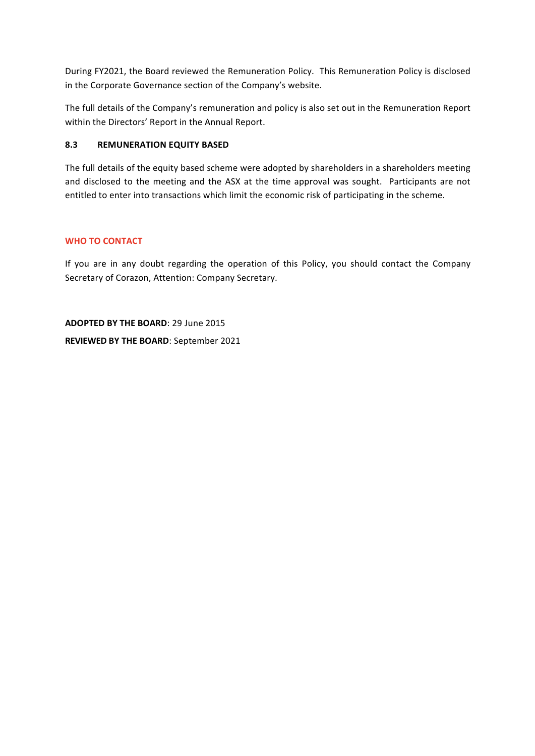During FY2021, the Board reviewed the Remuneration Policy. This Remuneration Policy is disclosed in the Corporate Governance section of the Company's website.

The full details of the Company's remuneration and policy is also set out in the Remuneration Report within the Directors' Report in the Annual Report.

### 8.3 REMUNERATION EQUITY BASED

The full details of the equity based scheme were adopted by shareholders in a shareholders meeting and disclosed to the meeting and the ASX at the time approval was sought. Participants are not entitled to enter into transactions which limit the economic risk of participating in the scheme.

## WHO TO CONTACT

If you are in any doubt regarding the operation of this Policy, you should contact the Company Secretary of Corazon, Attention: Company Secretary.

**ADOPTED BY THE BOARD**: 29 June 2015

**REVIEWED BY THE BOARD**: September 2021